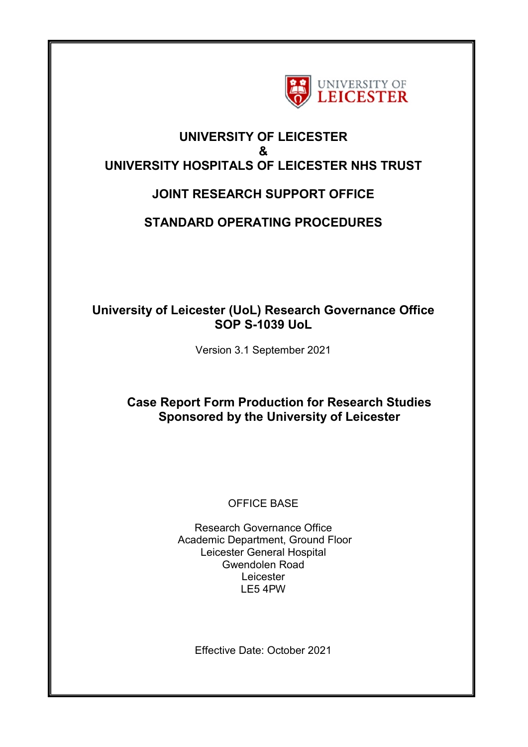# UNIVERSITY OF LEICESTER
# &
# UNIVERSITY HOSPITALS OF LEICESTER NHS TRUST

## JOINT RESEARCH SUPPORT OFFICE

## STANDARD OPERATING PROCEDURES

**University of Leicester (UoL) Research Governance Office**
**SOP S-1039 UoL**

Version 3.1 September 2021

**Case Report Form Production for Research Studies Sponsored by the University of Leicester**

OFFICE BASE

Research Governance Office
Academic Department, Ground Floor
Leicester General Hospital
Gwendolen Road
Leicester
LE5 4PW

Effective Date: October 2021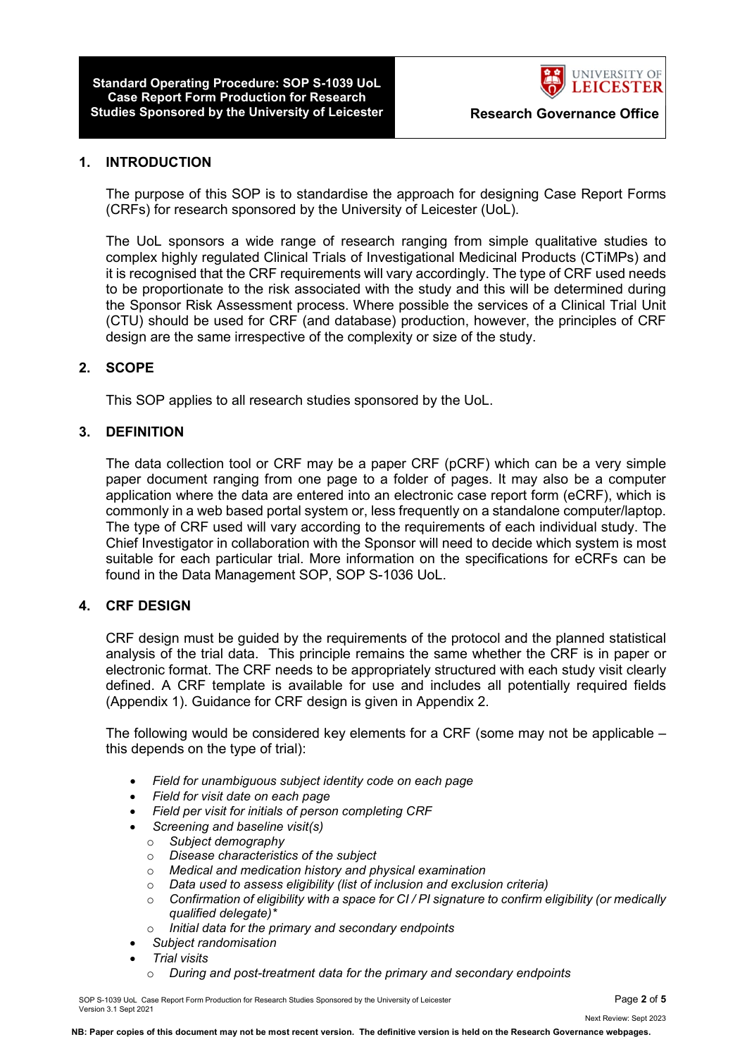## 1. INTRODUCTION

The purpose of this SOP is to standardise the approach for designing Case Report Forms (CRFs) for research sponsored by the University of Leicester (UoL).

The UoL sponsors a wide range of research ranging from simple qualitative studies to complex highly regulated Clinical Trials of Investigational Medicinal Products (CTiMPs) and it is recognised that the CRF requirements will vary accordingly. The type of CRF used needs to be proportionate to the risk associated with the study and this will be determined during the Sponsor Risk Assessment process. Where possible the services of a Clinical Trial Unit (CTU) should be used for CRF (and database) production, however, the principles of CRF design are the same irrespective of the complexity or size of the study.

## 2. SCOPE

This SOP applies to all research studies sponsored by the UoL.

## 3. DEFINITION

The data collection tool or CRF may be a paper CRF (pCRF) which can be a very simple paper document ranging from one page to a folder of pages. It may also be a computer application where the data are entered into an electronic case report form (eCRF), which is commonly in a web based portal system or, less frequently on a standalone computer/laptop. The type of CRF used will vary according to the requirements of each individual study. The Chief Investigator in collaboration with the Sponsor will need to decide which system is most suitable for each particular trial. More information on the specifications for eCRFs can be found in the Data Management SOP, SOP S-1036 UoL.

## 4. CRF DESIGN

CRF design must be guided by the requirements of the protocol and the planned statistical analysis of the trial data. This principle remains the same whether the CRF is in paper or electronic format. The CRF needs to be appropriately structured with each study visit clearly defined. A CRF template is available for use and includes all potentially required fields (Appendix 1). Guidance for CRF design is given in Appendix 2.

The following would be considered key elements for a CRF (some may not be applicable – this depends on the type of trial):

- *Field for unambiguous subject identity code on each page*
- *Field for visit date on each page*
- *Field per visit for initials of person completing CRF*
- *Screening and baseline visit(s)*
  - *Subject demography*
  - *Disease characteristics of the subject*
  - *Medical and medication history and physical examination*
  - *Data used to assess eligibility (list of inclusion and exclusion criteria)*
  - *Confirmation of eligibility with a space for CI / PI signature to confirm eligibility (or medically qualified delegate)**
  - *Initial data for the primary and secondary endpoints*
- *Subject randomisation*
- *Trial visits*
  - *During and post-treatment data for the primary and secondary endpoints*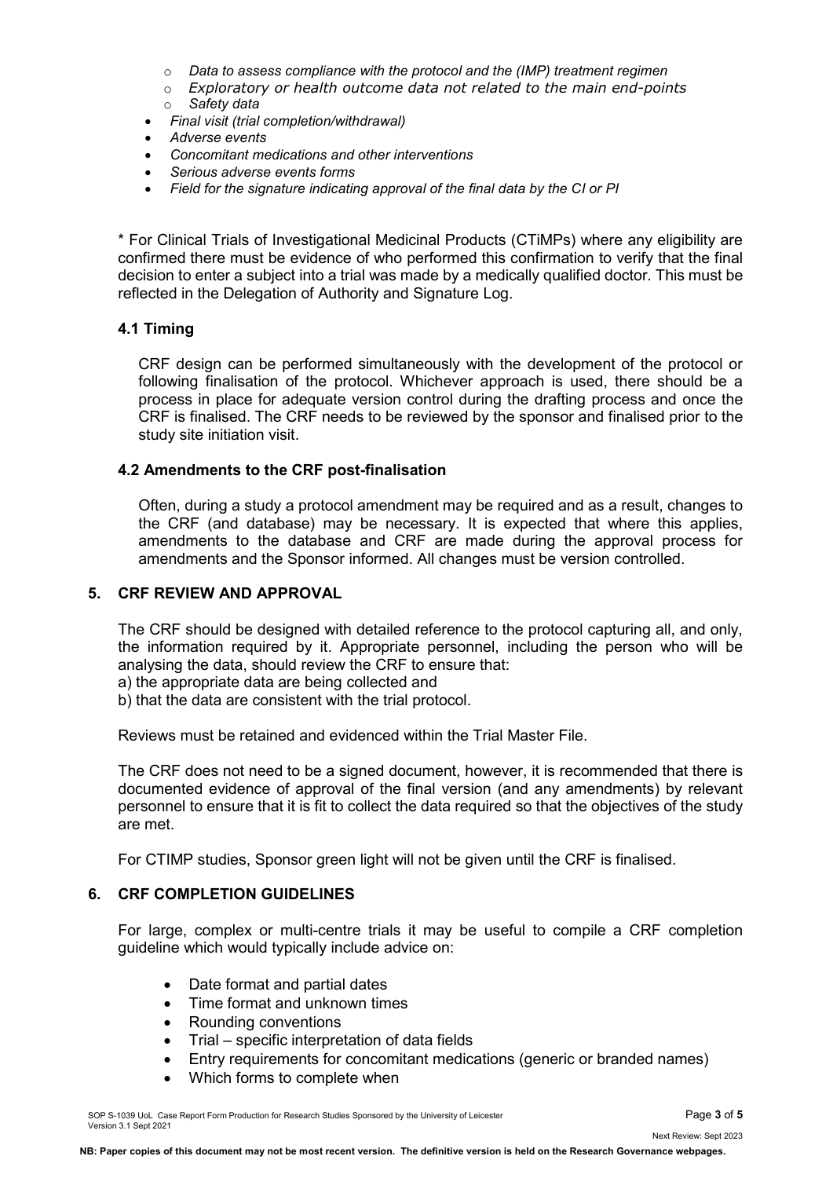- *Data to assess compliance with the protocol and the (IMP) treatment regimen*
    - *Exploratory or health outcome data not related to the main end-points*
    - *Safety data*
- *Final visit (trial completion/withdrawal)*
- *Adverse events*
- *Concomitant medications and other interventions*
- *Serious adverse events forms*
- *Field for the signature indicating approval of the final data by the CI or PI*

* For Clinical Trials of Investigational Medicinal Products (CTiMPs) where any eligibility are confirmed there must be evidence of who performed this confirmation to verify that the final decision to enter a subject into a trial was made by a medically qualified doctor. This must be reflected in the Delegation of Authority and Signature Log.

### 4.1 Timing

CRF design can be performed simultaneously with the development of the protocol or following finalisation of the protocol. Whichever approach is used, there should be a process in place for adequate version control during the drafting process and once the CRF is finalised. The CRF needs to be reviewed by the sponsor and finalised prior to the study site initiation visit.

### 4.2 Amendments to the CRF post-finalisation

Often, during a study a protocol amendment may be required and as a result, changes to the CRF (and database) may be necessary. It is expected that where this applies, amendments to the database and CRF are made during the approval process for amendments and the Sponsor informed. All changes must be version controlled.

## 5. CRF REVIEW AND APPROVAL

The CRF should be designed with detailed reference to the protocol capturing all, and only, the information required by it. Appropriate personnel, including the person who will be analysing the data, should review the CRF to ensure that:
a) the appropriate data are being collected and
b) that the data are consistent with the trial protocol.

Reviews must be retained and evidenced within the Trial Master File.

The CRF does not need to be a signed document, however, it is recommended that there is documented evidence of approval of the final version (and any amendments) by relevant personnel to ensure that it is fit to collect the data required so that the objectives of the study are met.

For CTIMP studies, Sponsor green light will not be given until the CRF is finalised.

## 6. CRF COMPLETION GUIDELINES

For large, complex or multi-centre trials it may be useful to compile a CRF completion guideline which would typically include advice on:

- Date format and partial dates
- Time format and unknown times
- Rounding conventions
- Trial – specific interpretation of data fields
- Entry requirements for concomitant medications (generic or branded names)
- Which forms to complete when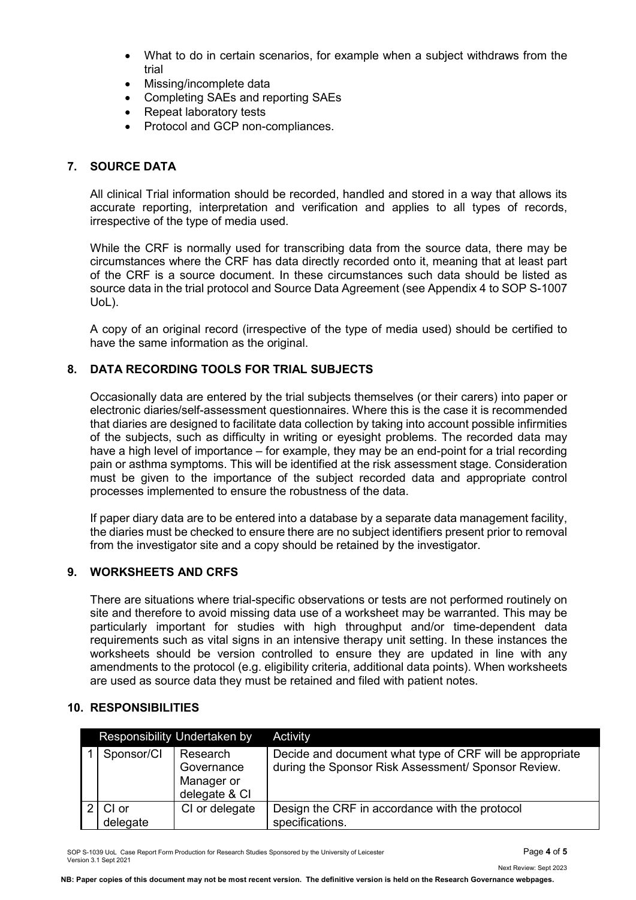- What to do in certain scenarios, for example when a subject withdraws from the trial
- Missing/incomplete data
- Completing SAEs and reporting SAEs
- Repeat laboratory tests
- Protocol and GCP non-compliances.

## 7. SOURCE DATA

All clinical Trial information should be recorded, handled and stored in a way that allows its accurate reporting, interpretation and verification and applies to all types of records, irrespective of the type of media used.

While the CRF is normally used for transcribing data from the source data, there may be circumstances where the CRF has data directly recorded onto it, meaning that at least part of the CRF is a source document. In these circumstances such data should be listed as source data in the trial protocol and Source Data Agreement (see Appendix 4 to SOP S-1007 UoL).

A copy of an original record (irrespective of the type of media used) should be certified to have the same information as the original.

## 8. DATA RECORDING TOOLS FOR TRIAL SUBJECTS

Occasionally data are entered by the trial subjects themselves (or their carers) into paper or electronic diaries/self-assessment questionnaires. Where this is the case it is recommended that diaries are designed to facilitate data collection by taking into account possible infirmities of the subjects, such as difficulty in writing or eyesight problems. The recorded data may have a high level of importance – for example, they may be an end-point for a trial recording pain or asthma symptoms. This will be identified at the risk assessment stage. Consideration must be given to the importance of the subject recorded data and appropriate control processes implemented to ensure the robustness of the data.

If paper diary data are to be entered into a database by a separate data management facility, the diaries must be checked to ensure there are no subject identifiers present prior to removal from the investigator site and a copy should be retained by the investigator.

## 9. WORKSHEETS AND CRFS

There are situations where trial-specific observations or tests are not performed routinely on site and therefore to avoid missing data use of a worksheet may be warranted. This may be particularly important for studies with high throughput and/or time-dependent data requirements such as vital signs in an intensive therapy unit setting. In these instances the worksheets should be version controlled to ensure they are updated in line with any amendments to the protocol (e.g. eligibility criteria, additional data points). When worksheets are used as source data they must be retained and filed with patient notes.

## 10. RESPONSIBILITIES

| | Responsibility | Undertaken by | Activity |
|---|---|---|---|
| 1 | Sponsor/CI | Research Governance Manager or delegate & CI | Decide and document what type of CRF will be appropriate during the Sponsor Risk Assessment/ Sponsor Review. |
| 2 | CI or delegate | CI or delegate | Design the CRF in accordance with the protocol specifications. |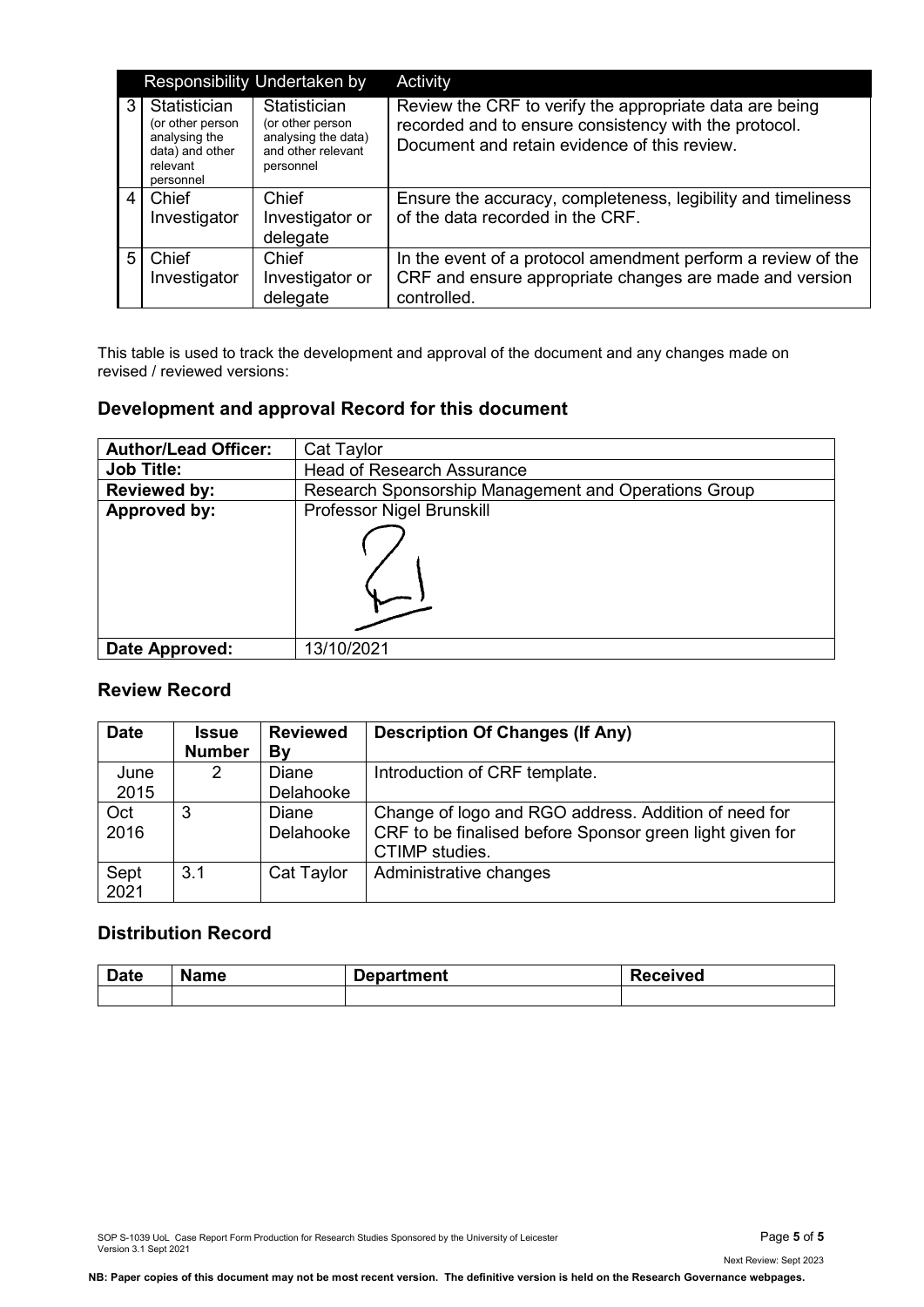| | Responsibility | Undertaken by | Activity |
|---|---|---|---|
| 3 | Statistician (or other person analysing the data) and other relevant personnel | Statistician (or other person analysing the data) and other relevant personnel | Review the CRF to verify the appropriate data are being recorded and to ensure consistency with the protocol. Document and retain evidence of this review. |
| 4 | Chief Investigator | Chief Investigator or delegate | Ensure the accuracy, completeness, legibility and timeliness of the data recorded in the CRF. |
| 5 | Chief Investigator | Chief Investigator or delegate | In the event of a protocol amendment perform a review of the CRF and ensure appropriate changes are made and version controlled. |

This table is used to track the development and approval of the document and any changes made on revised / reviewed versions:

## Development and approval Record for this document

| | |
|---|---|
| **Author/Lead Officer:** | Cat Taylor |
| **Job Title:** | Head of Research Assurance |
| **Reviewed by:** | Research Sponsorship Management and Operations Group |
| **Approved by:** | Professor Nigel Brunskill |
| **Date Approved:** | 13/10/2021 |

## Review Record

| Date | Issue Number | Reviewed By | Description Of Changes (If Any) |
|---|---|---|---|
| June 2015 | 2 | Diane Delahooke | Introduction of CRF template. |
| Oct 2016 | 3 | Diane Delahooke | Change of logo and RGO address. Addition of need for CRF to be finalised before Sponsor green light given for CTIMP studies. |
| Sept 2021 | 3.1 | Cat Taylor | Administrative changes |

## Distribution Record

| Date | Name | Department | Received |
|---|---|---|---|
| | | | |